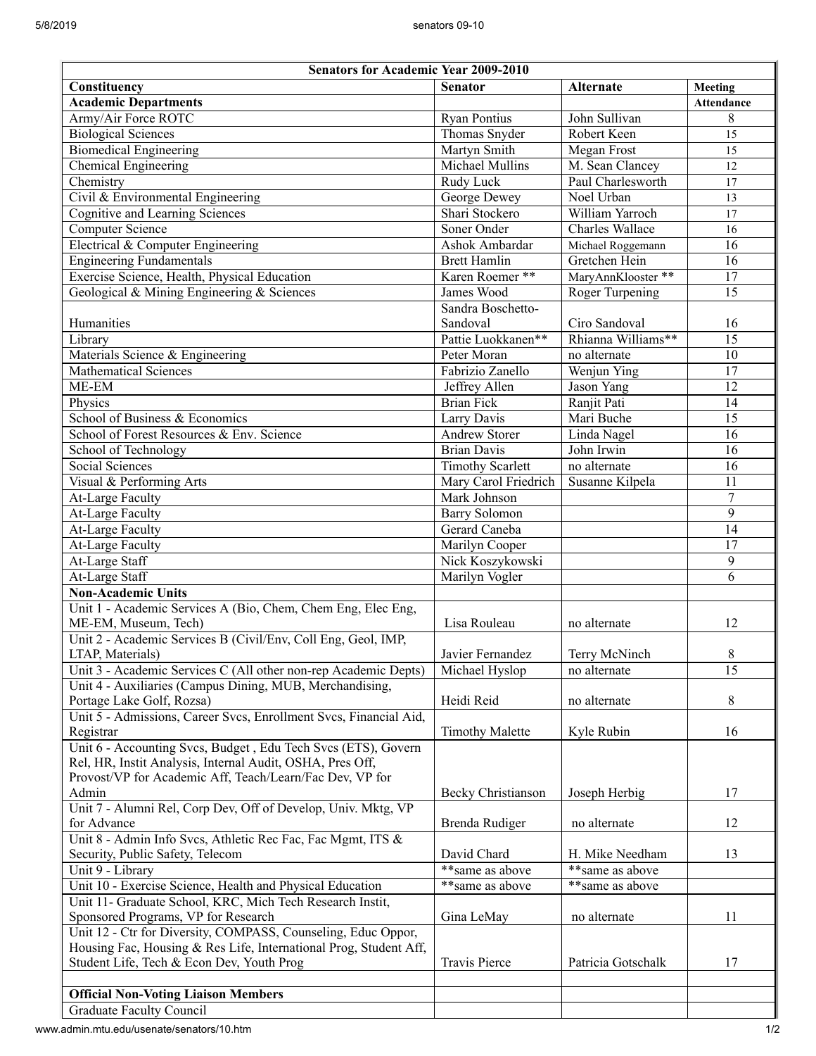| Senators for Academic Year 2009-2010 | | | |
|---|---|---|---|
| **Constituency** | **Senator** | **Alternate** | **Meeting Attendance** |
| **Academic Departments** | | | |
| Army/Air Force ROTC | Ryan Pontius | John Sullivan | 8 |
| Biological Sciences | Thomas Snyder | Robert Keen | 15 |
| Biomedical Engineering | Martyn Smith | Megan Frost | 15 |
| Chemical Engineering | Michael Mullins | M. Sean Clancey | 12 |
| Chemistry | Rudy Luck | Paul Charlesworth | 17 |
| Civil & Environmental Engineering | George Dewey | Noel Urban | 13 |
| Cognitive and Learning Sciences | Shari Stockero | William Yarroch | 17 |
| Computer Science | Soner Onder | Charles Wallace | 16 |
| Electrical & Computer Engineering | Ashok Ambardar | Michael Roggemann | 16 |
| Engineering Fundamentals | Brett Hamlin | Gretchen Hein | 16 |
| Exercise Science, Health, Physical Education | Karen Roemer ** | MaryAnnKlooster ** | 17 |
| Geological & Mining Engineering & Sciences | James Wood | Roger Turpening | 15 |
| Humanities | Sandra Boschetto-Sandoval | Ciro Sandoval | 16 |
| Library | Pattie Luokkanen** | Rhianna Williams** | 15 |
| Materials Science & Engineering | Peter Moran | no alternate | 10 |
| Mathematical Sciences | Fabrizio Zanello | Wenjun Ying | 17 |
| ME-EM | Jeffrey Allen | Jason Yang | 12 |
| Physics | Brian Fick | Ranjit Pati | 14 |
| School of Business & Economics | Larry Davis | Mari Buche | 15 |
| School of Forest Resources & Env. Science | Andrew Storer | Linda Nagel | 16 |
| School of Technology | Brian Davis | John Irwin | 16 |
| Social Sciences | Timothy Scarlett | no alternate | 16 |
| Visual & Performing Arts | Mary Carol Friedrich | Susanne Kilpela | 11 |
| At-Large Faculty | Mark Johnson | | 7 |
| At-Large Faculty | Barry Solomon | | 9 |
| At-Large Faculty | Gerard Caneba | | 14 |
| At-Large Faculty | Marilyn Cooper | | 17 |
| At-Large Staff | Nick Koszykowski | | 9 |
| At-Large Staff | Marilyn Vogler | | 6 |
| **Non-Academic Units** | | | |
| Unit 1 - Academic Services A (Bio, Chem, Chem Eng, Elec Eng, ME-EM, Museum, Tech) | Lisa Rouleau | no alternate | 12 |
| Unit 2 - Academic Services B (Civil/Env, Coll Eng, Geol, IMP, LTAP, Materials) | Javier Fernandez | Terry McNinch | 8 |
| Unit 3 - Academic Services C (All other non-rep Academic Depts) | Michael Hyslop | no alternate | 15 |
| Unit 4 - Auxiliaries (Campus Dining, MUB, Merchandising, Portage Lake Golf, Rozsa) | Heidi Reid | no alternate | 8 |
| Unit 5 - Admissions, Career Svcs, Enrollment Svcs, Financial Aid, Registrar | Timothy Malette | Kyle Rubin | 16 |
| Unit 6 - Accounting Svcs, Budget , Edu Tech Svcs (ETS), Govern Rel, HR, Instit Analysis, Internal Audit, OSHA, Pres Off, Provost/VP for Academic Aff, Teach/Learn/Fac Dev, VP for Admin | Becky Christianson | Joseph Herbig | 17 |
| Unit 7 - Alumni Rel, Corp Dev, Off of Develop, Univ. Mktg, VP for Advance | Brenda Rudiger | no alternate | 12 |
| Unit 8 - Admin Info Svcs, Athletic Rec Fac, Fac Mgmt, ITS & Security, Public Safety, Telecom | David Chard | H. Mike Needham | 13 |
| Unit 9 - Library | **same as above | **same as above | |
| Unit 10 - Exercise Science, Health and Physical Education | **same as above | **same as above | |
| Unit 11- Graduate School, KRC, Mich Tech Research Instit, Sponsored Programs, VP for Research | Gina LeMay | no alternate | 11 |
| Unit 12 - Ctr for Diversity, COMPASS, Counseling, Educ Oppor, Housing Fac, Housing & Res Life, International Prog, Student Aff, Student Life, Tech & Econ Dev, Youth Prog | Travis Pierce | Patricia Gotschalk | 17 |
| | | | |
| **Official Non-Voting Liaison Members** | | | |
| Graduate Faculty Council | | | |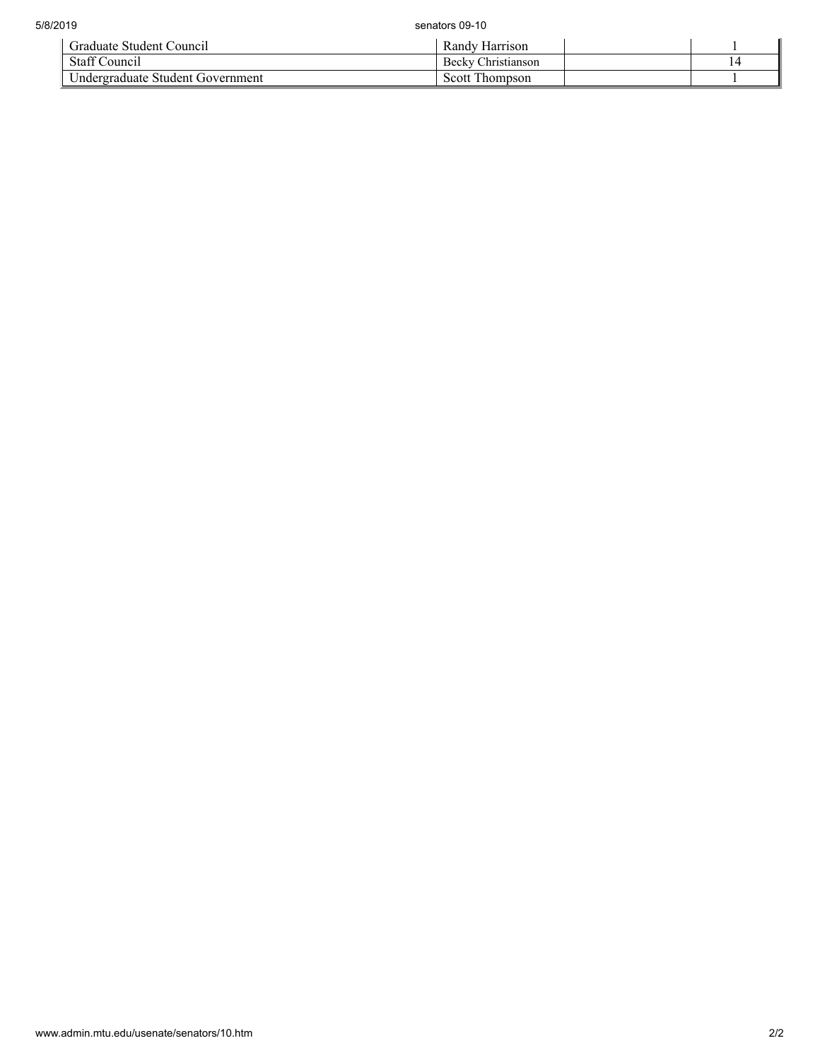| | | | |
|---|---|---|---|
| Graduate Student Council | Randy Harrison | | 1 |
| Staff Council | Becky Christianson | | 14 |
| Undergraduate Student Government | Scott Thompson | | 1 |